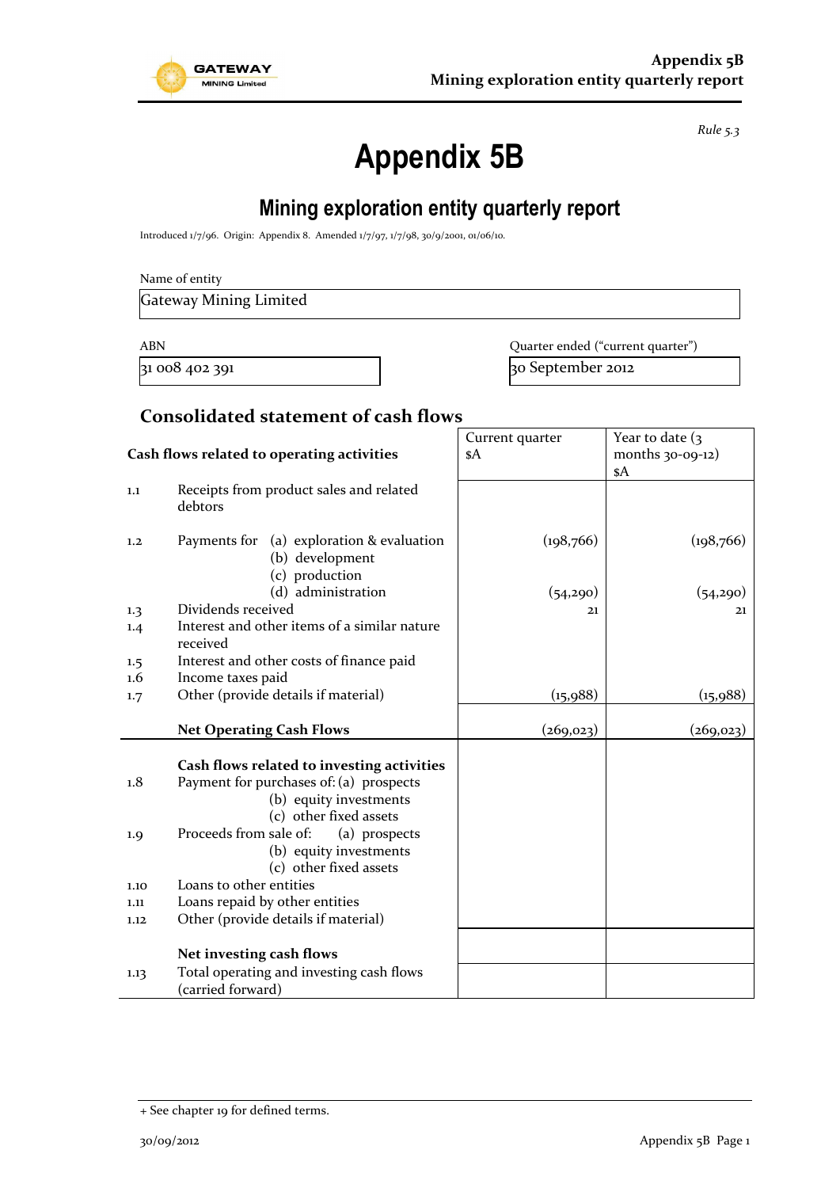*Rule 5.3*

# Appendix 5B

## Mining exploration entity quarterly report

Introduced 1/7/96. Origin: Appendix 8. Amended 1/7/97, 1/7/98, 30/9/2001, 01/06/10.

Name of entity

| |
|---|
| Gateway Mining Limited |

| ABN | Quarter ended ("current quarter") |
|---|---|
| 31 008 402 391 | 30 September 2012 |

### Consolidated statement of cash flows

| | **Cash flows related to operating activities** | Current quarter $A | Year to date (3 months 30-09-12) $A |
|---|---|---|---|
| 1.1 | Receipts from product sales and related debtors | | |
| 1.2 | Payments for (a) exploration & evaluation | (198,766) | (198,766) |
| | (b) development | | |
| | (c) production | | |
| | (d) administration | (54,290) | (54,290) |
| 1.3 | Dividends received | 21 | 21 |
| 1.4 | Interest and other items of a similar nature received | | |
| 1.5 | Interest and other costs of finance paid | | |
| 1.6 | Income taxes paid | | |
| 1.7 | Other (provide details if material) | (15,988) | (15,988) |
| | **Net Operating Cash Flows** | (269,023) | (269,023) |
| | **Cash flows related to investing activities** | | |
| 1.8 | Payment for purchases of: (a) prospects | | |
| | (b) equity investments | | |
| | (c) other fixed assets | | |
| 1.9 | Proceeds from sale of: (a) prospects | | |
| | (b) equity investments | | |
| | (c) other fixed assets | | |
| 1.10 | Loans to other entities | | |
| 1.11 | Loans repaid by other entities | | |
| 1.12 | Other (provide details if material) | | |
| | **Net investing cash flows** | | |
| 1.13 | Total operating and investing cash flows (carried forward) | | |

+ See chapter 19 for defined terms.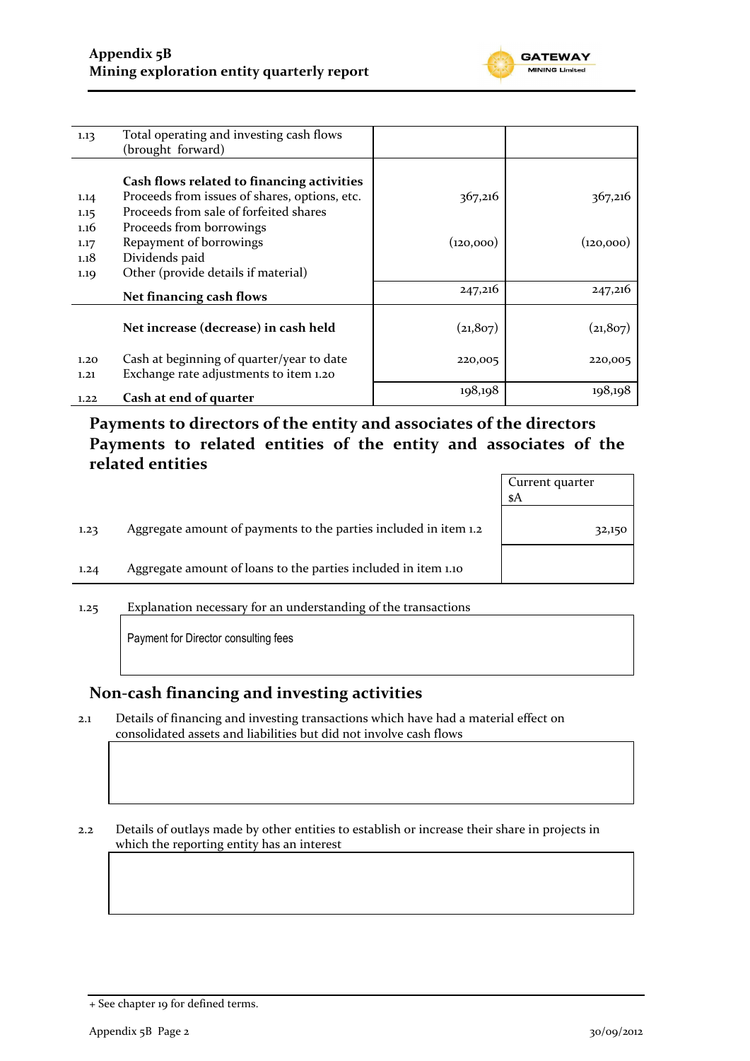| | | | |
|---|---|---|---|
| 1.13 | Total operating and investing cash flows (brought forward) | | |
| | **Cash flows related to financing activities** | | |
| 1.14 | Proceeds from issues of shares, options, etc. | 367,216 | 367,216 |
| 1.15 | Proceeds from sale of forfeited shares | | |
| 1.16 | Proceeds from borrowings | | |
| 1.17 | Repayment of borrowings | (120,000) | (120,000) |
| 1.18 | Dividends paid | | |
| 1.19 | Other (provide details if material) | | |
| | **Net financing cash flows** | 247,216 | 247,216 |
| | **Net increase (decrease) in cash held** | (21,807) | (21,807) |
| 1.20 | Cash at beginning of quarter/year to date | 220,005 | 220,005 |
| 1.21 | Exchange rate adjustments to item 1.20 | | |
| 1.22 | **Cash at end of quarter** | 198,198 | 198,198 |

## Payments to directors of the entity and associates of the directors Payments to related entities of the entity and associates of the related entities

| | | Current quarter $A |
|---|---|---|
| 1.23 | Aggregate amount of payments to the parties included in item 1.2 | 32,150 |
| 1.24 | Aggregate amount of loans to the parties included in item 1.10 | |

1.25 Explanation necessary for an understanding of the transactions

Payment for Director consulting fees

## Non-cash financing and investing activities

2.1 Details of financing and investing transactions which have had a material effect on consolidated assets and liabilities but did not involve cash flows

2.2 Details of outlays made by other entities to establish or increase their share in projects in which the reporting entity has an interest

+ See chapter 19 for defined terms.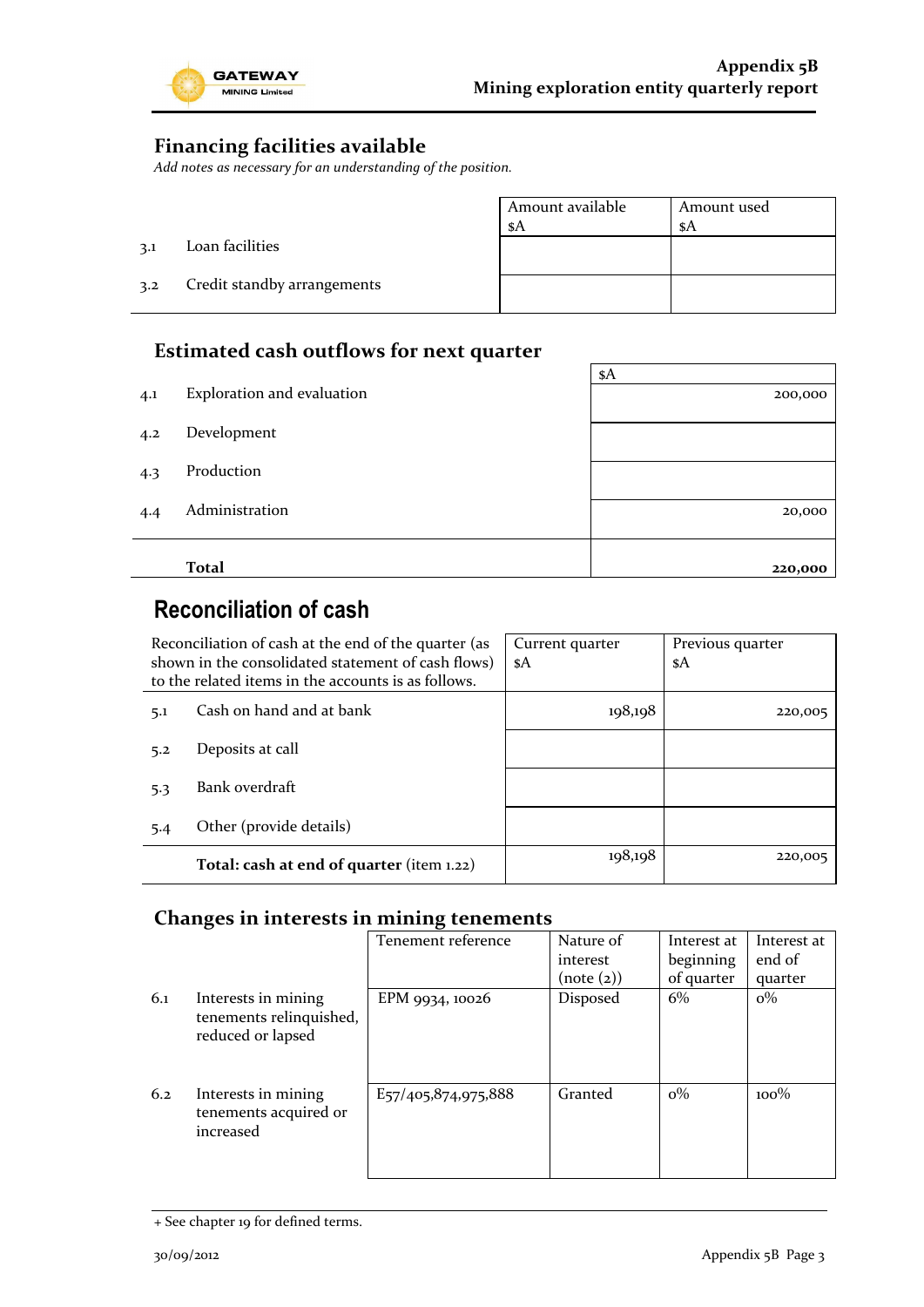## Financing facilities available

*Add notes as necessary for an understanding of the position.*

| | | Amount available $A | Amount used $A |
|---|---|---|---|
| 3.1 | Loan facilities | | |
| 3.2 | Credit standby arrangements | | |

## Estimated cash outflows for next quarter

| | | $A |
|---|---|---|
| 4.1 | Exploration and evaluation | 200,000 |
| 4.2 | Development | |
| 4.3 | Production | |
| 4.4 | Administration | 20,000 |
| | **Total** | **220,000** |

## Reconciliation of cash

| | Reconciliation of cash at the end of the quarter (as shown in the consolidated statement of cash flows) to the related items in the accounts is as follows. | Current quarter $A | Previous quarter $A |
|---|---|---|---|
| 5.1 | Cash on hand and at bank | 198,198 | 220,005 |
| 5.2 | Deposits at call | | |
| 5.3 | Bank overdraft | | |
| 5.4 | Other (provide details) | | |
| | **Total: cash at end of quarter** (item 1.22) | 198,198 | 220,005 |

## Changes in interests in mining tenements

| | | Tenement reference | Nature of interest (note (2)) | Interest at beginning of quarter | Interest at end of quarter |
|---|---|---|---|---|---|
| 6.1 | Interests in mining tenements relinquished, reduced or lapsed | EPM 9934, 10026 | Disposed | 6% | 0% |
| 6.2 | Interests in mining tenements acquired or increased | E57/405,874,975,888 | Granted | 0% | 100% |

+ See chapter 19 for defined terms.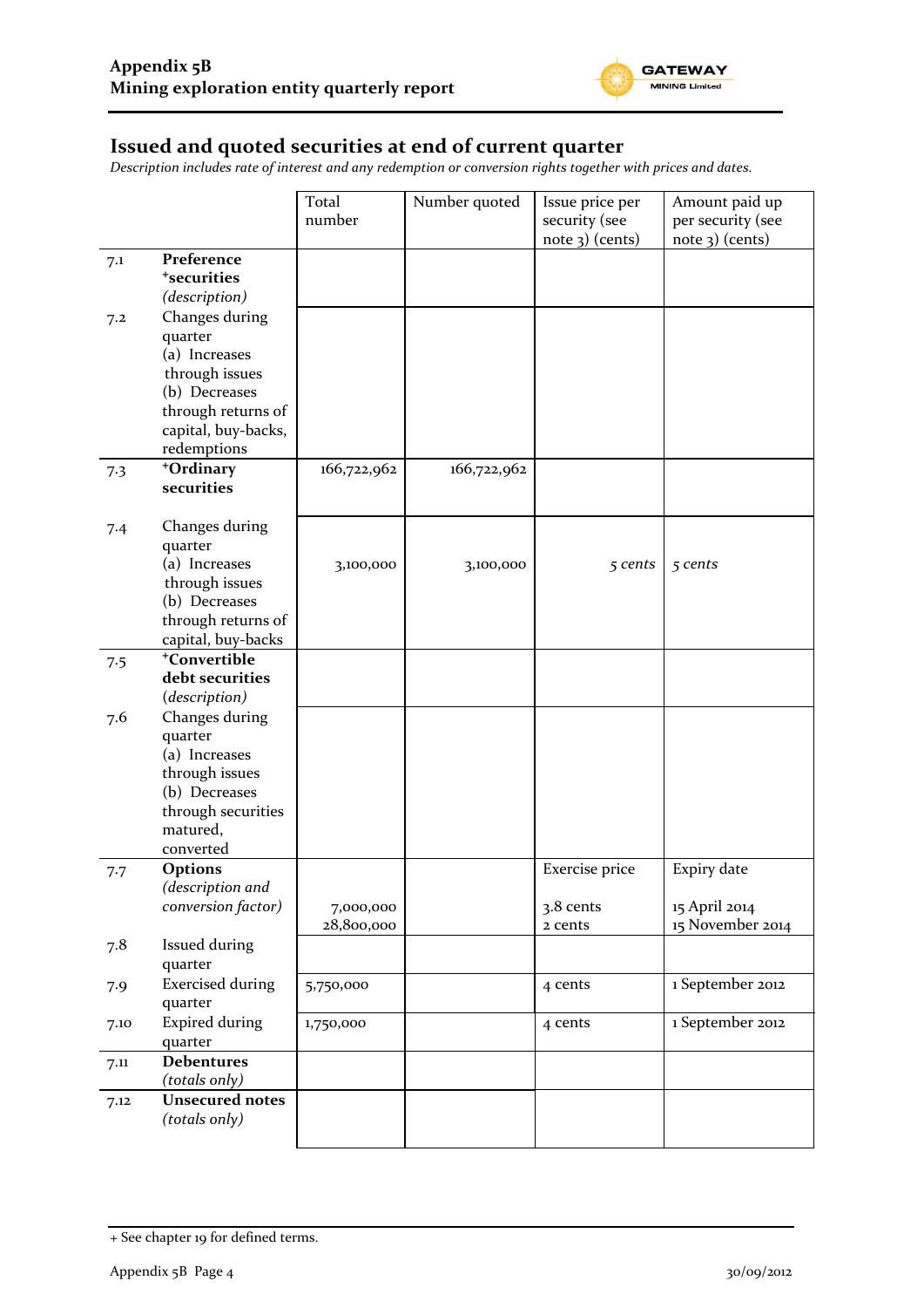## Issued and quoted securities at end of current quarter

*Description includes rate of interest and any redemption or conversion rights together with prices and dates.*

| | | Total number | Number quoted | Issue price per security (see note 3) (cents) | Amount paid up per security (see note 3) (cents) |
|---|---|---|---|---|---|
| 7.1 | **Preference +securities** *(description)* | | | | |
| 7.2 | Changes during quarter (a) Increases through issues (b) Decreases through returns of capital, buy-backs, redemptions | | | | |
| 7.3 | **+Ordinary securities** | 166,722,962 | 166,722,962 | | |
| 7.4 | Changes during quarter (a) Increases through issues (b) Decreases through returns of capital, buy-backs | 3,100,000 | 3,100,000 | *5 cents* | *5 cents* |
| 7.5 | **+Convertible debt securities** *(description)* | | | | |
| 7.6 | Changes during quarter (a) Increases through issues (b) Decreases through securities matured, converted | | | | |
| 7.7 | **Options** *(description and conversion factor)* | 7,000,000<br>28,800,000 | | Exercise price<br>3.8 cents<br>2 cents | Expiry date<br>15 April 2014<br>15 November 2014 |
| 7.8 | Issued during quarter | | | | |
| 7.9 | Exercised during quarter | 5,750,000 | | 4 cents | 1 September 2012 |
| 7.10 | Expired during quarter | 1,750,000 | | 4 cents | 1 September 2012 |
| 7.11 | **Debentures** *(totals only)* | | | | |
| 7.12 | **Unsecured notes** *(totals only)* | | | | |

+ See chapter 19 for defined terms.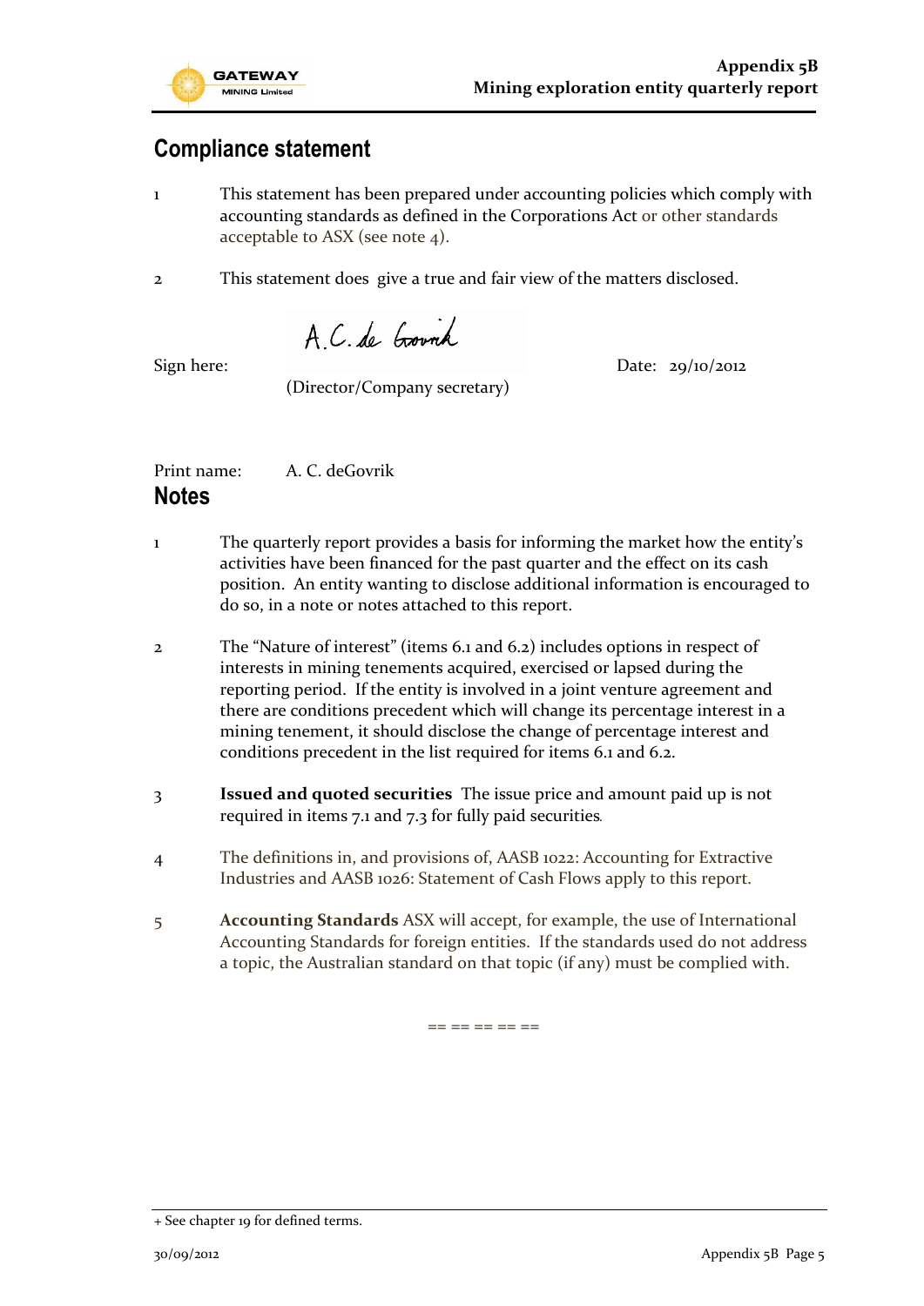## Compliance statement

1 This statement has been prepared under accounting policies which comply with accounting standards as defined in the Corporations Act or other standards acceptable to ASX (see note 4).

2 This statement does give a true and fair view of the matters disclosed.

Sign here: A.C. de Govrik (Director/Company secretary) Date: 29/10/2012

Print name: A. C. deGovrik

## Notes

1 The quarterly report provides a basis for informing the market how the entity's activities have been financed for the past quarter and the effect on its cash position. An entity wanting to disclose additional information is encouraged to do so, in a note or notes attached to this report.

2 The "Nature of interest" (items 6.1 and 6.2) includes options in respect of interests in mining tenements acquired, exercised or lapsed during the reporting period. If the entity is involved in a joint venture agreement and there are conditions precedent which will change its percentage interest in a mining tenement, it should disclose the change of percentage interest and conditions precedent in the list required for items 6.1 and 6.2.

3 **Issued and quoted securities** The issue price and amount paid up is not required in items 7.1 and 7.3 for fully paid securities.

4 The definitions in, and provisions of, AASB 1022: Accounting for Extractive Industries and AASB 1026: Statement of Cash Flows apply to this report.

5 **Accounting Standards** ASX will accept, for example, the use of International Accounting Standards for foreign entities. If the standards used do not address a topic, the Australian standard on that topic (if any) must be complied with.

== == == == ==

+ See chapter 19 for defined terms.